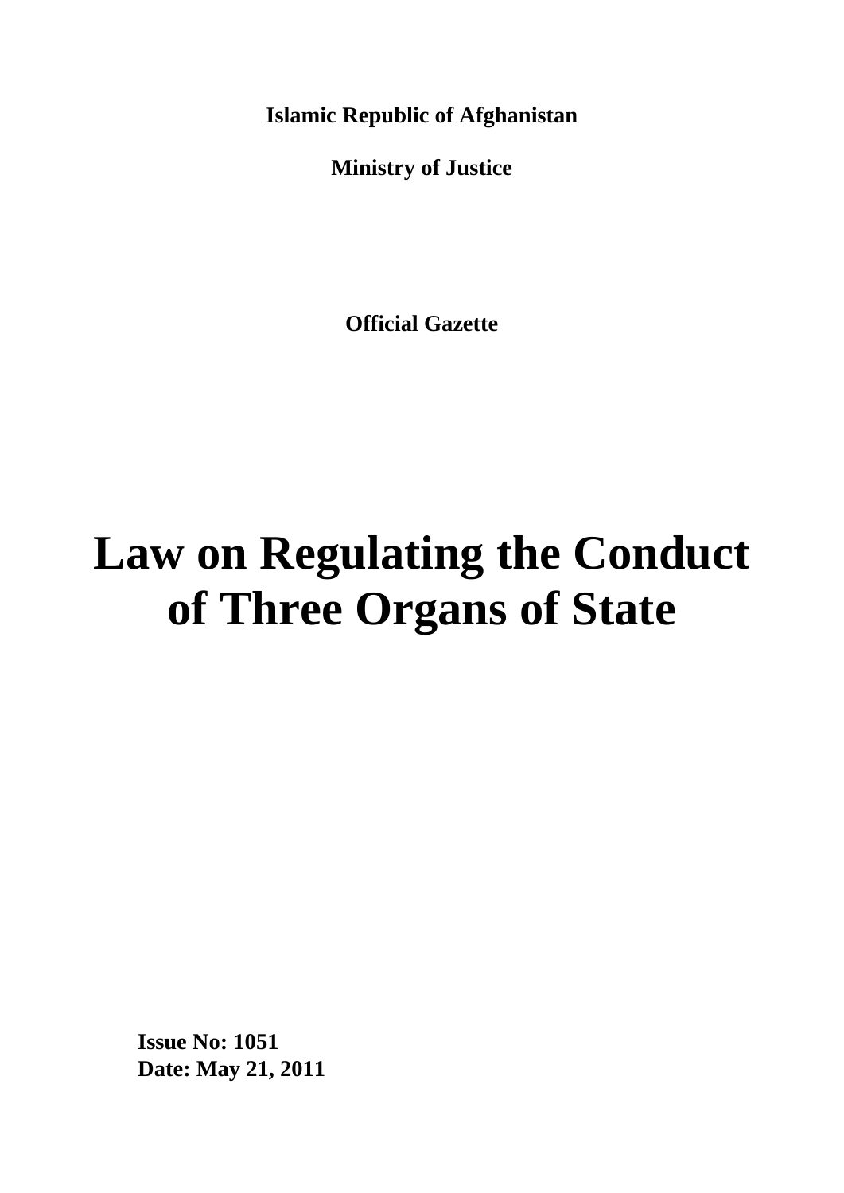**Islamic Republic of Afghanistan**

**Ministry of Justice**

**Official Gazette**

# Law on Regulating the Conduct of Three Organs of State

**Issue No: 1051**
**Date: May 21, 2011**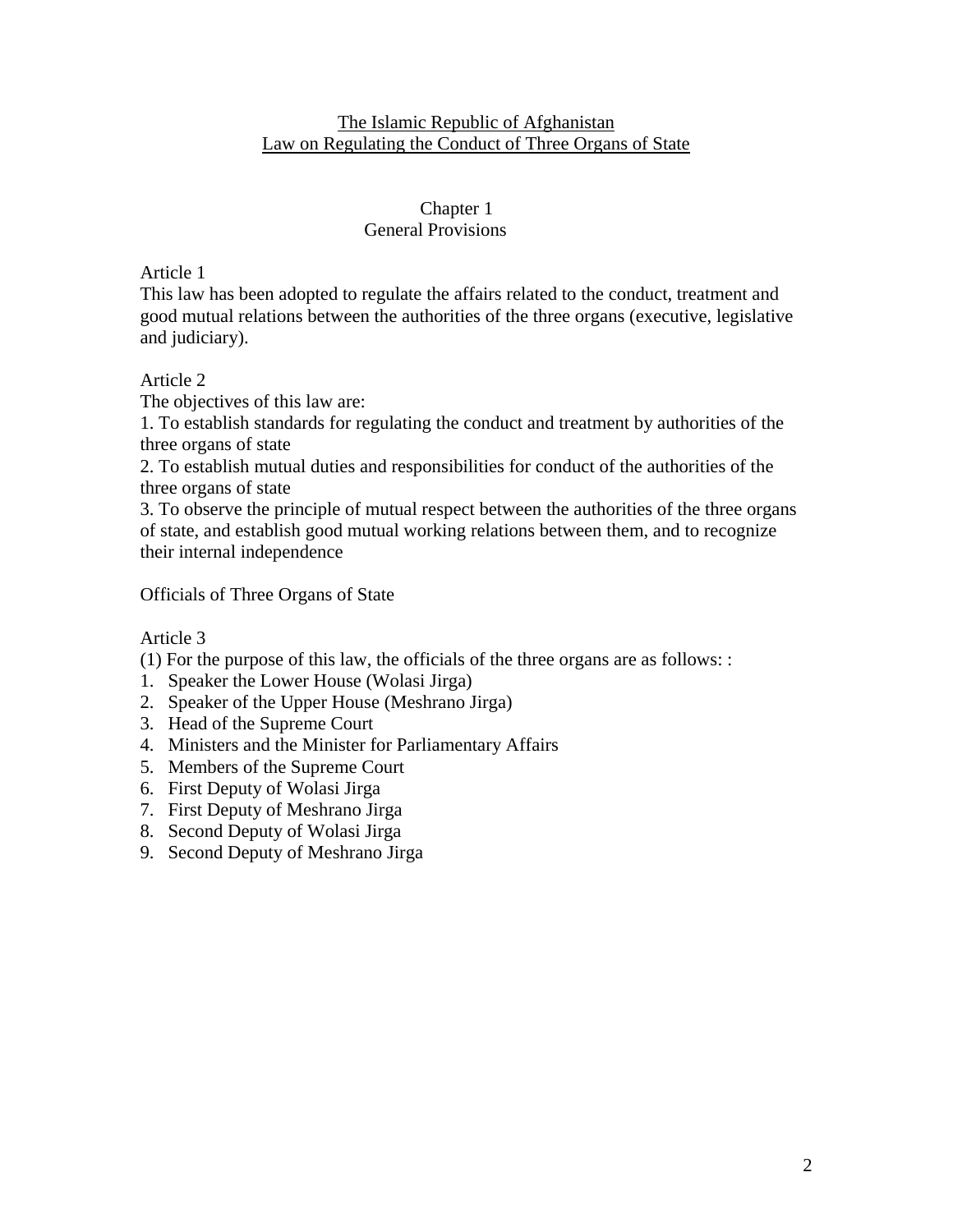# The Islamic Republic of Afghanistan
# Law on Regulating the Conduct of Three Organs of State

## Chapter 1
## General Provisions

Article 1

This law has been adopted to regulate the affairs related to the conduct, treatment and good mutual relations between the authorities of the three organs (executive, legislative and judiciary).

Article 2

The objectives of this law are:

1. To establish standards for regulating the conduct and treatment by authorities of the three organs of state
2. To establish mutual duties and responsibilities for conduct of the authorities of the three organs of state
3. To observe the principle of mutual respect between the authorities of the three organs of state, and establish good mutual working relations between them, and to recognize their internal independence

Officials of Three Organs of State

Article 3

(1) For the purpose of this law, the officials of the three organs are as follows: :

1. Speaker the Lower House (Wolasi Jirga)
2. Speaker of the Upper House (Meshrano Jirga)
3. Head of the Supreme Court
4. Ministers and the Minister for Parliamentary Affairs
5. Members of the Supreme Court
6. First Deputy of Wolasi Jirga
7. First Deputy of Meshrano Jirga
8. Second Deputy of Wolasi Jirga
9. Second Deputy of Meshrano Jirga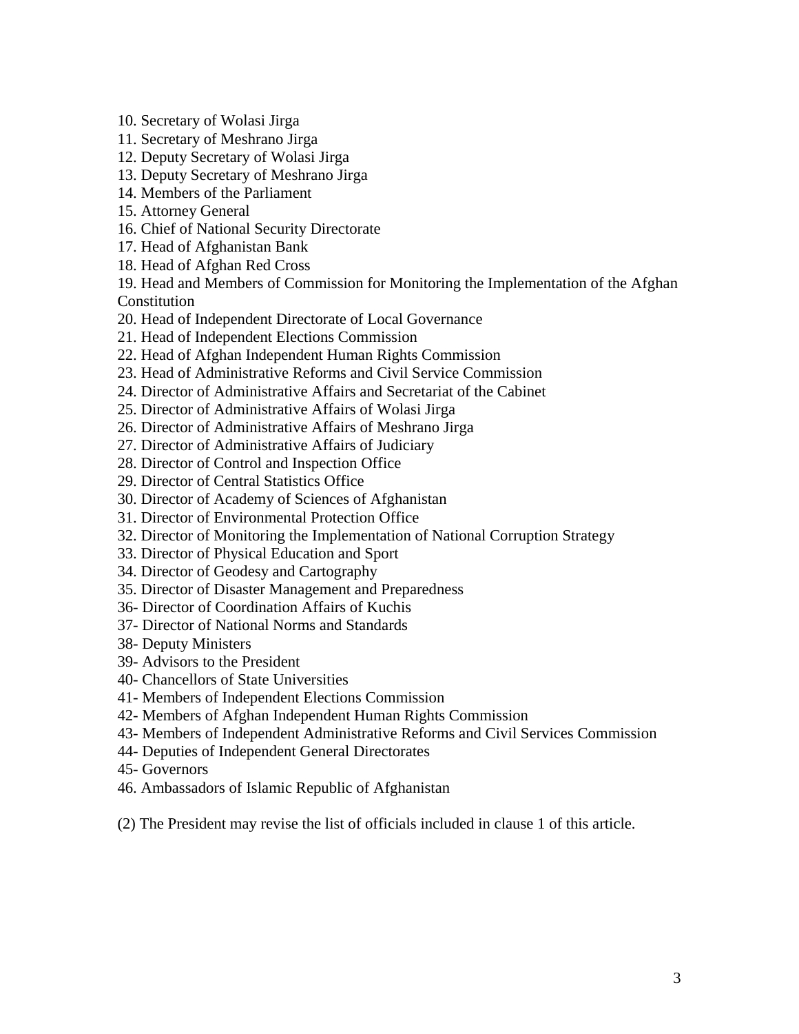10. Secretary of Wolasi Jirga
11. Secretary of Meshrano Jirga
12. Deputy Secretary of Wolasi Jirga
13. Deputy Secretary of Meshrano Jirga
14. Members of the Parliament
15. Attorney General
16. Chief of National Security Directorate
17. Head of Afghanistan Bank
18. Head of Afghan Red Cross
19. Head and Members of Commission for Monitoring the Implementation of the Afghan Constitution
20. Head of Independent Directorate of Local Governance
21. Head of Independent Elections Commission
22. Head of Afghan Independent Human Rights Commission
23. Head of Administrative Reforms and Civil Service Commission
24. Director of Administrative Affairs and Secretariat of the Cabinet
25. Director of Administrative Affairs of Wolasi Jirga
26. Director of Administrative Affairs of Meshrano Jirga
27. Director of Administrative Affairs of Judiciary
28. Director of Control and Inspection Office
29. Director of Central Statistics Office
30. Director of Academy of Sciences of Afghanistan
31. Director of Environmental Protection Office
32. Director of Monitoring the Implementation of National Corruption Strategy
33. Director of Physical Education and Sport
34. Director of Geodesy and Cartography
35. Director of Disaster Management and Preparedness
36- Director of Coordination Affairs of Kuchis
37- Director of National Norms and Standards
38- Deputy Ministers
39- Advisors to the President
40- Chancellors of State Universities
41- Members of Independent Elections Commission
42- Members of Afghan Independent Human Rights Commission
43- Members of Independent Administrative Reforms and Civil Services Commission
44- Deputies of Independent General Directorates
45- Governors
46. Ambassadors of Islamic Republic of Afghanistan

(2) The President may revise the list of officials included in clause 1 of this article.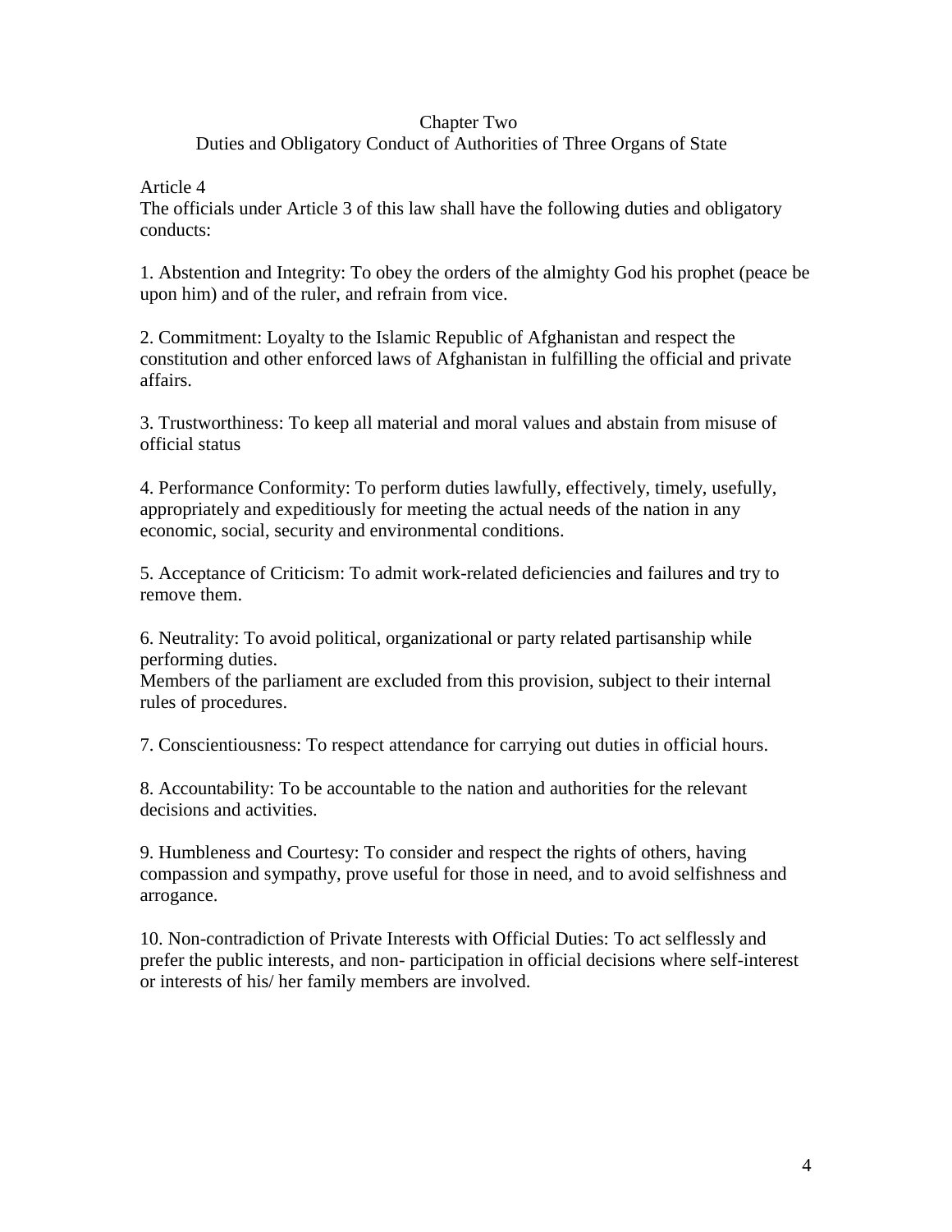## Chapter Two
## Duties and Obligatory Conduct of Authorities of Three Organs of State

### Article 4

The officials under Article 3 of this law shall have the following duties and obligatory conducts:

1. Abstention and Integrity: To obey the orders of the almighty God his prophet (peace be upon him) and of the ruler, and refrain from vice.

2. Commitment: Loyalty to the Islamic Republic of Afghanistan and respect the constitution and other enforced laws of Afghanistan in fulfilling the official and private affairs.

3. Trustworthiness: To keep all material and moral values and abstain from misuse of official status

4. Performance Conformity: To perform duties lawfully, effectively, timely, usefully, appropriately and expeditiously for meeting the actual needs of the nation in any economic, social, security and environmental conditions.

5. Acceptance of Criticism: To admit work-related deficiencies and failures and try to remove them.

6. Neutrality: To avoid political, organizational or party related partisanship while performing duties.
Members of the parliament are excluded from this provision, subject to their internal rules of procedures.

7. Conscientiousness: To respect attendance for carrying out duties in official hours.

8. Accountability: To be accountable to the nation and authorities for the relevant decisions and activities.

9. Humbleness and Courtesy: To consider and respect the rights of others, having compassion and sympathy, prove useful for those in need, and to avoid selfishness and arrogance.

10. Non-contradiction of Private Interests with Official Duties: To act selflessly and prefer the public interests, and non- participation in official decisions where self-interest or interests of his/ her family members are involved.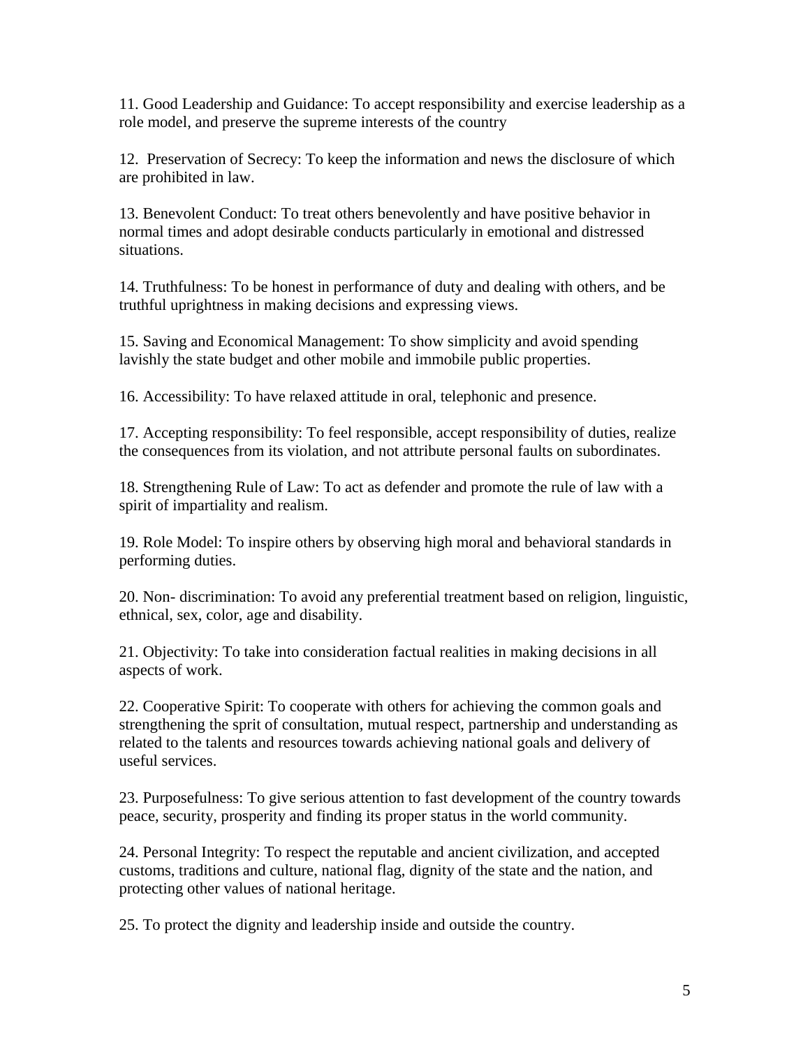11. Good Leadership and Guidance: To accept responsibility and exercise leadership as a role model, and preserve the supreme interests of the country

12. Preservation of Secrecy: To keep the information and news the disclosure of which are prohibited in law.

13. Benevolent Conduct: To treat others benevolently and have positive behavior in normal times and adopt desirable conducts particularly in emotional and distressed situations.

14. Truthfulness: To be honest in performance of duty and dealing with others, and be truthful uprightness in making decisions and expressing views.

15. Saving and Economical Management: To show simplicity and avoid spending lavishly the state budget and other mobile and immobile public properties.

16. Accessibility: To have relaxed attitude in oral, telephonic and presence.

17. Accepting responsibility: To feel responsible, accept responsibility of duties, realize the consequences from its violation, and not attribute personal faults on subordinates.

18. Strengthening Rule of Law: To act as defender and promote the rule of law with a spirit of impartiality and realism.

19. Role Model: To inspire others by observing high moral and behavioral standards in performing duties.

20. Non- discrimination: To avoid any preferential treatment based on religion, linguistic, ethnical, sex, color, age and disability.

21. Objectivity: To take into consideration factual realities in making decisions in all aspects of work.

22. Cooperative Spirit: To cooperate with others for achieving the common goals and strengthening the sprit of consultation, mutual respect, partnership and understanding as related to the talents and resources towards achieving national goals and delivery of useful services.

23. Purposefulness: To give serious attention to fast development of the country towards peace, security, prosperity and finding its proper status in the world community.

24. Personal Integrity: To respect the reputable and ancient civilization, and accepted customs, traditions and culture, national flag, dignity of the state and the nation, and protecting other values of national heritage.

25. To protect the dignity and leadership inside and outside the country.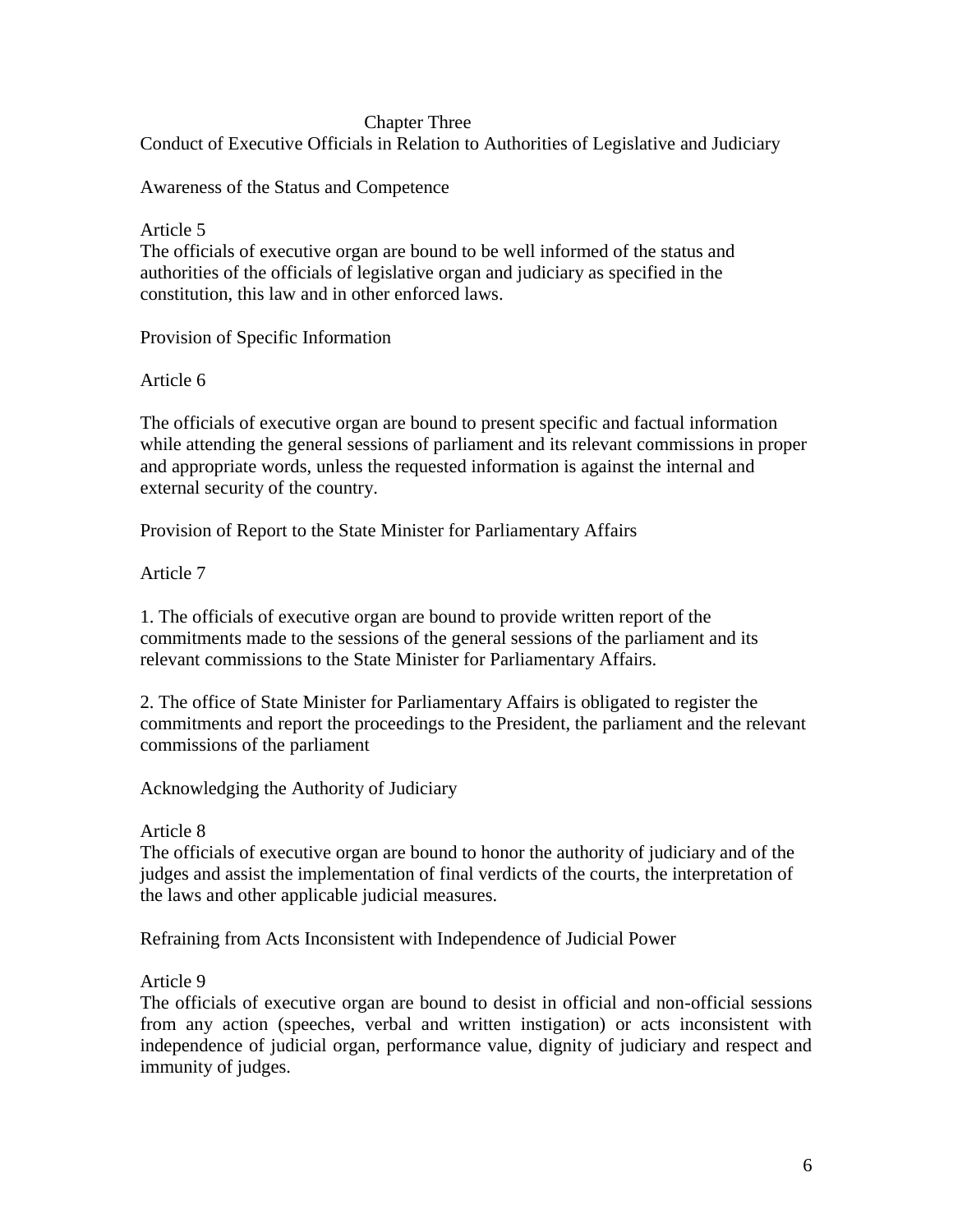## Chapter Three

## Conduct of Executive Officials in Relation to Authorities of Legislative and Judiciary

### Awareness of the Status and Competence

#### Article 5

The officials of executive organ are bound to be well informed of the status and authorities of the officials of legislative organ and judiciary as specified in the constitution, this law and in other enforced laws.

### Provision of Specific Information

#### Article 6

The officials of executive organ are bound to present specific and factual information while attending the general sessions of parliament and its relevant commissions in proper and appropriate words, unless the requested information is against the internal and external security of the country.

### Provision of Report to the State Minister for Parliamentary Affairs

#### Article 7

1. The officials of executive organ are bound to provide written report of the commitments made to the sessions of the general sessions of the parliament and its relevant commissions to the State Minister for Parliamentary Affairs.

2. The office of State Minister for Parliamentary Affairs is obligated to register the commitments and report the proceedings to the President, the parliament and the relevant commissions of the parliament

### Acknowledging the Authority of Judiciary

#### Article 8

The officials of executive organ are bound to honor the authority of judiciary and of the judges and assist the implementation of final verdicts of the courts, the interpretation of the laws and other applicable judicial measures.

### Refraining from Acts Inconsistent with Independence of Judicial Power

#### Article 9

The officials of executive organ are bound to desist in official and non-official sessions from any action (speeches, verbal and written instigation) or acts inconsistent with independence of judicial organ, performance value, dignity of judiciary and respect and immunity of judges.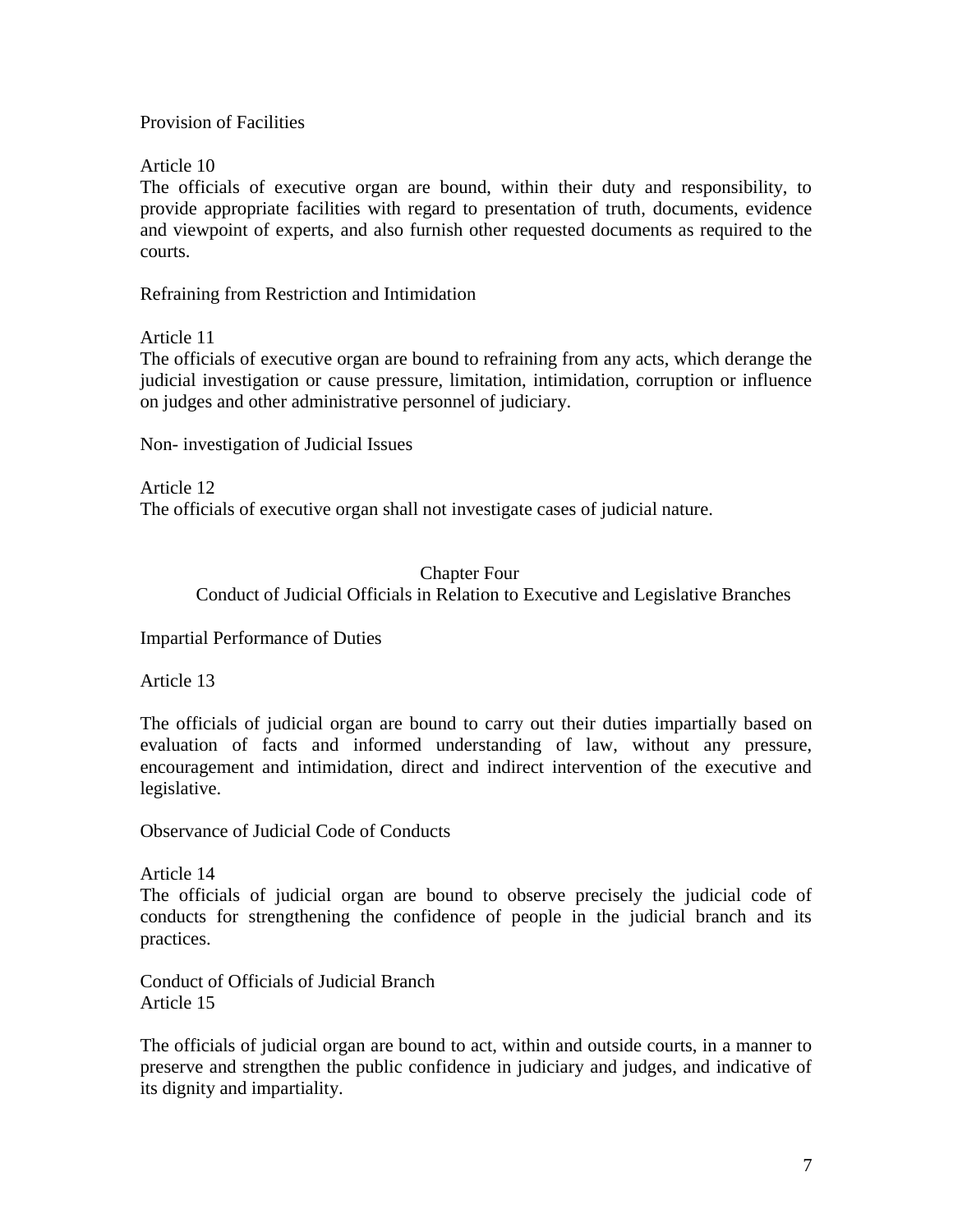Provision of Facilities

Article 10

The officials of executive organ are bound, within their duty and responsibility, to provide appropriate facilities with regard to presentation of truth, documents, evidence and viewpoint of experts, and also furnish other requested documents as required to the courts.

Refraining from Restriction and Intimidation

Article 11

The officials of executive organ are bound to refraining from any acts, which derange the judicial investigation or cause pressure, limitation, intimidation, corruption or influence on judges and other administrative personnel of judiciary.

Non- investigation of Judicial Issues

Article 12

The officials of executive organ shall not investigate cases of judicial nature.

## Chapter Four
## Conduct of Judicial Officials in Relation to Executive and Legislative Branches

Impartial Performance of Duties

Article 13

The officials of judicial organ are bound to carry out their duties impartially based on evaluation of facts and informed understanding of law, without any pressure, encouragement and intimidation, direct and indirect intervention of the executive and legislative.

Observance of Judicial Code of Conducts

Article 14

The officials of judicial organ are bound to observe precisely the judicial code of conducts for strengthening the confidence of people in the judicial branch and its practices.

Conduct of Officials of Judicial Branch

Article 15

The officials of judicial organ are bound to act, within and outside courts, in a manner to preserve and strengthen the public confidence in judiciary and judges, and indicative of its dignity and impartiality.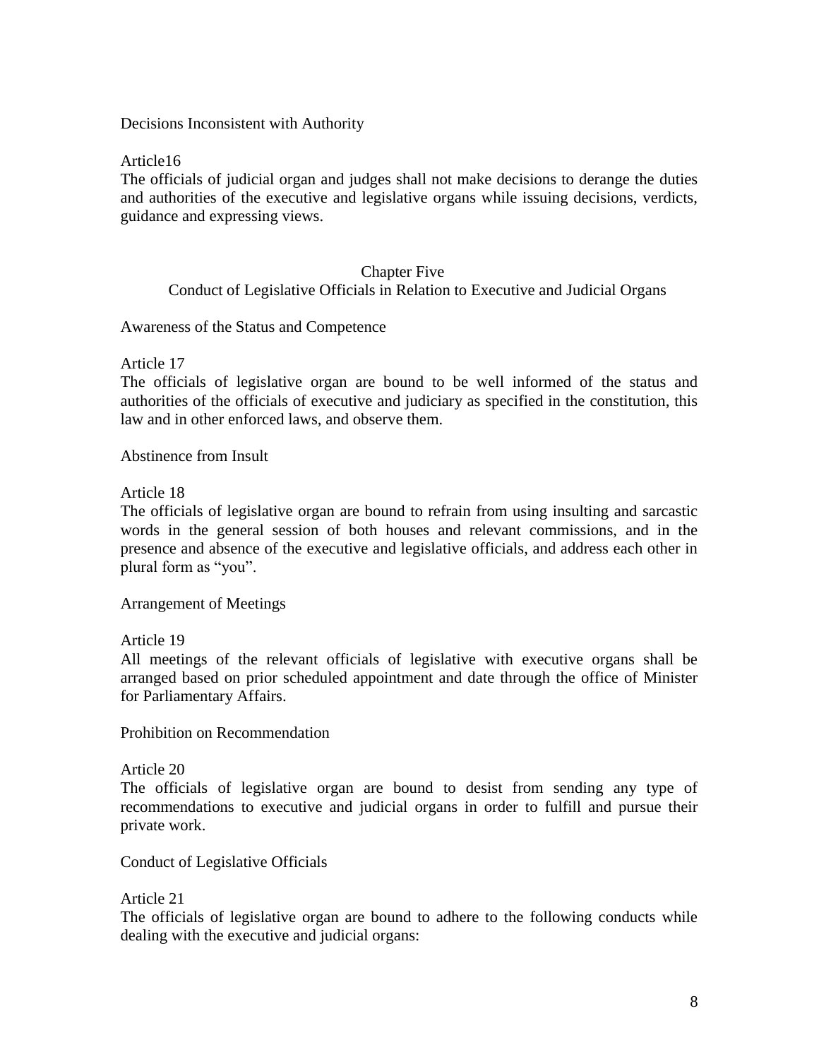Decisions Inconsistent with Authority

Article16
The officials of judicial organ and judges shall not make decisions to derange the duties and authorities of the executive and legislative organs while issuing decisions, verdicts, guidance and expressing views.

## Chapter Five
## Conduct of Legislative Officials in Relation to Executive and Judicial Organs

Awareness of the Status and Competence

Article 17
The officials of legislative organ are bound to be well informed of the status and authorities of the officials of executive and judiciary as specified in the constitution, this law and in other enforced laws, and observe them.

Abstinence from Insult

Article 18
The officials of legislative organ are bound to refrain from using insulting and sarcastic words in the general session of both houses and relevant commissions, and in the presence and absence of the executive and legislative officials, and address each other in plural form as "you".

Arrangement of Meetings

Article 19
All meetings of the relevant officials of legislative with executive organs shall be arranged based on prior scheduled appointment and date through the office of Minister for Parliamentary Affairs.

Prohibition on Recommendation

Article 20
The officials of legislative organ are bound to desist from sending any type of recommendations to executive and judicial organs in order to fulfill and pursue their private work.

Conduct of Legislative Officials

Article 21
The officials of legislative organ are bound to adhere to the following conducts while dealing with the executive and judicial organs: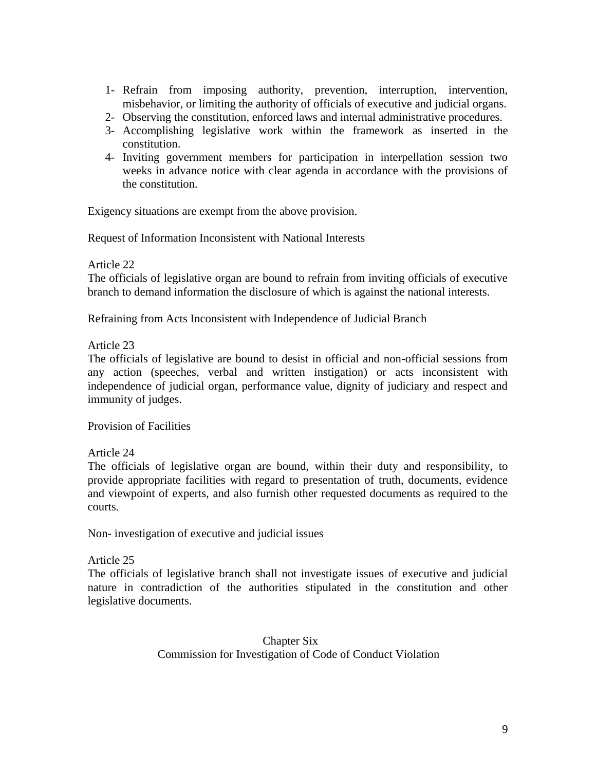1- Refrain from imposing authority, prevention, interruption, intervention, misbehavior, or limiting the authority of officials of executive and judicial organs.
2- Observing the constitution, enforced laws and internal administrative procedures.
3- Accomplishing legislative work within the framework as inserted in the constitution.
4- Inviting government members for participation in interpellation session two weeks in advance notice with clear agenda in accordance with the provisions of the constitution.

Exigency situations are exempt from the above provision.

Request of Information Inconsistent with National Interests

Article 22

The officials of legislative organ are bound to refrain from inviting officials of executive branch to demand information the disclosure of which is against the national interests.

Refraining from Acts Inconsistent with Independence of Judicial Branch

Article 23

The officials of legislative are bound to desist in official and non-official sessions from any action (speeches, verbal and written instigation) or acts inconsistent with independence of judicial organ, performance value, dignity of judiciary and respect and immunity of judges.

Provision of Facilities

Article 24

The officials of legislative organ are bound, within their duty and responsibility, to provide appropriate facilities with regard to presentation of truth, documents, evidence and viewpoint of experts, and also furnish other requested documents as required to the courts.

Non- investigation of executive and judicial issues

Article 25

The officials of legislative branch shall not investigate issues of executive and judicial nature in contradiction of the authorities stipulated in the constitution and other legislative documents.

## Chapter Six
## Commission for Investigation of Code of Conduct Violation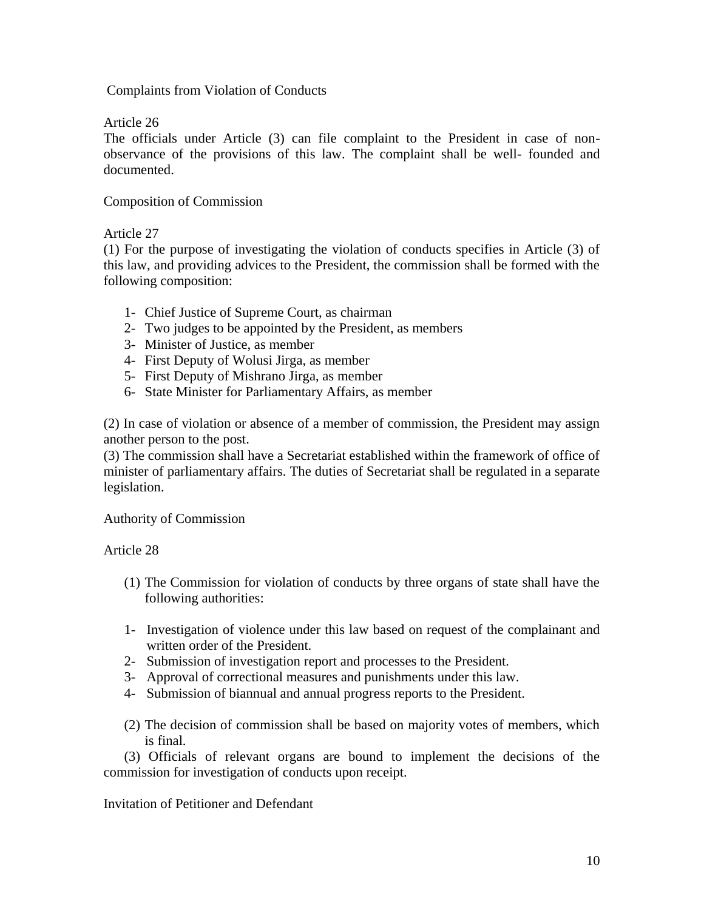Complaints from Violation of Conducts

Article 26

The officials under Article (3) can file complaint to the President in case of non-observance of the provisions of this law. The complaint shall be well- founded and documented.

Composition of Commission

Article 27

(1) For the purpose of investigating the violation of conducts specifies in Article (3) of this law, and providing advices to the President, the commission shall be formed with the following composition:

1- Chief Justice of Supreme Court, as chairman
2- Two judges to be appointed by the President, as members
3- Minister of Justice, as member
4- First Deputy of Wolusi Jirga, as member
5- First Deputy of Mishrano Jirga, as member
6- State Minister for Parliamentary Affairs, as member

(2) In case of violation or absence of a member of commission, the President may assign another person to the post.

(3) The commission shall have a Secretariat established within the framework of office of minister of parliamentary affairs. The duties of Secretariat shall be regulated in a separate legislation.

Authority of Commission

Article 28

(1) The Commission for violation of conducts by three organs of state shall have the following authorities:

1- Investigation of violence under this law based on request of the complainant and written order of the President.
2- Submission of investigation report and processes to the President.
3- Approval of correctional measures and punishments under this law.
4- Submission of biannual and annual progress reports to the President.

(2) The decision of commission shall be based on majority votes of members, which is final.

(3) Officials of relevant organs are bound to implement the decisions of the commission for investigation of conducts upon receipt.

Invitation of Petitioner and Defendant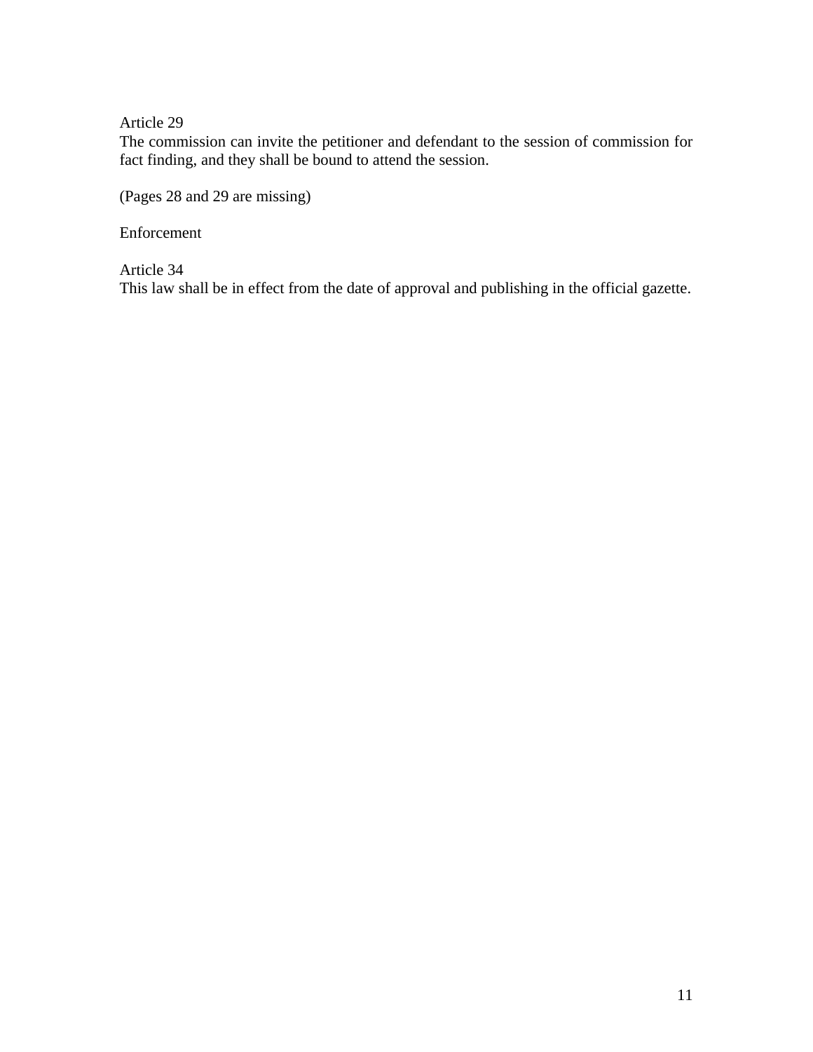Article 29

The commission can invite the petitioner and defendant to the session of commission for fact finding, and they shall be bound to attend the session.

(Pages 28 and 29 are missing)

Enforcement

Article 34

This law shall be in effect from the date of approval and publishing in the official gazette.